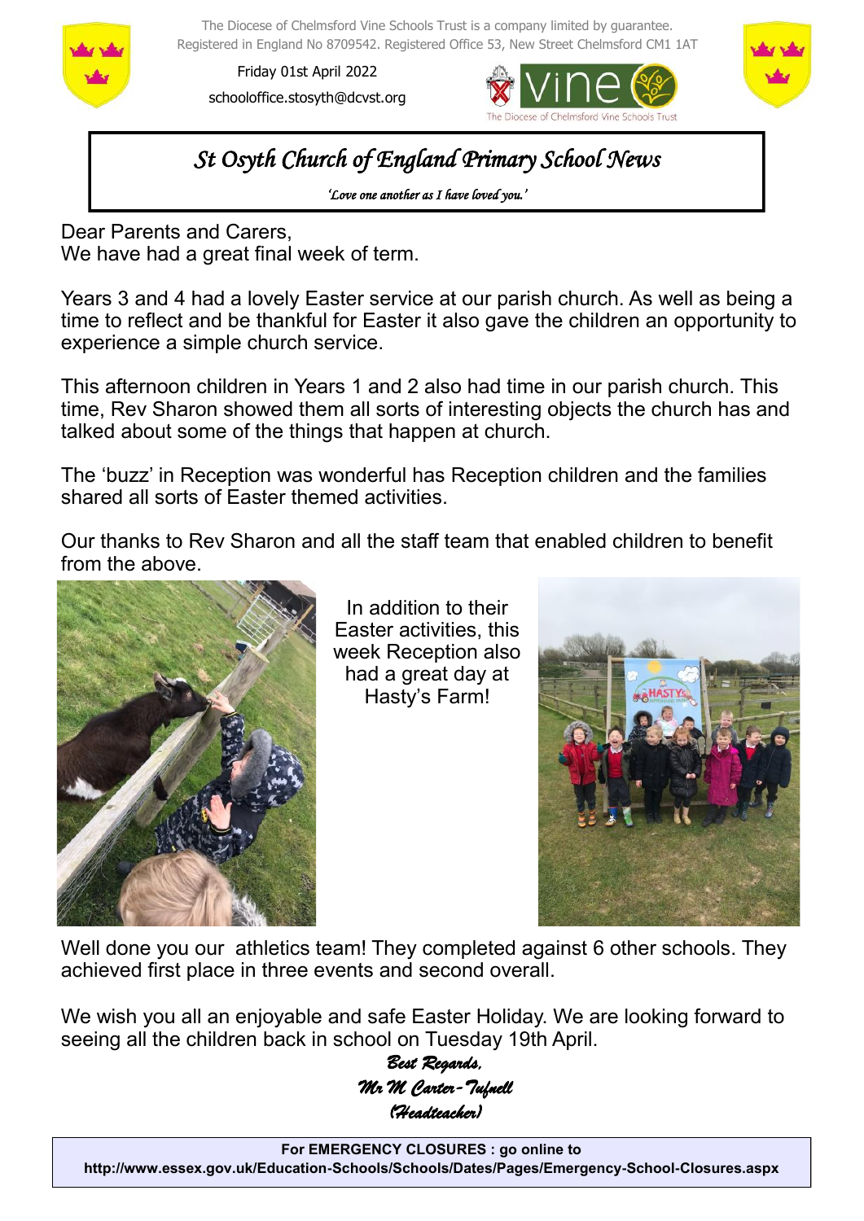The Diocese of Chelmsford Vine Schools Trust is a company limited by guarantee.
Registered in England No 8709542. Registered Office 53, New Street Chelmsford CM1 1AT

Friday 01st April 2022

schooloffice.stosyth@dcvst.org

# *St Osyth Church of England Primary School News*

*'Love one another as I have loved you.'*

Dear Parents and Carers,
We have had a great final week of term.

Years 3 and 4 had a lovely Easter service at our parish church. As well as being a time to reflect and be thankful for Easter it also gave the children an opportunity to experience a simple church service.

This afternoon children in Years 1 and 2 also had time in our parish church. This time, Rev Sharon showed them all sorts of interesting objects the church has and talked about some of the things that happen at church.

The 'buzz' in Reception was wonderful has Reception children and the families shared all sorts of Easter themed activities.

Our thanks to Rev Sharon and all the staff team that enabled children to benefit from the above.

In addition to their Easter activities, this week Reception also had a great day at Hasty's Farm!

Well done you our athletics team! They completed against 6 other schools. They achieved first place in three events and second overall.

We wish you all an enjoyable and safe Easter Holiday. We are looking forward to seeing all the children back in school on Tuesday 19th April.

*Best Regards,*
*Mr M Carter-Tufnell*
*(Headteacher)*

**For EMERGENCY CLOSURES : go online to**
**http://www.essex.gov.uk/Education-Schools/Schools/Dates/Pages/Emergency-School-Closures.aspx**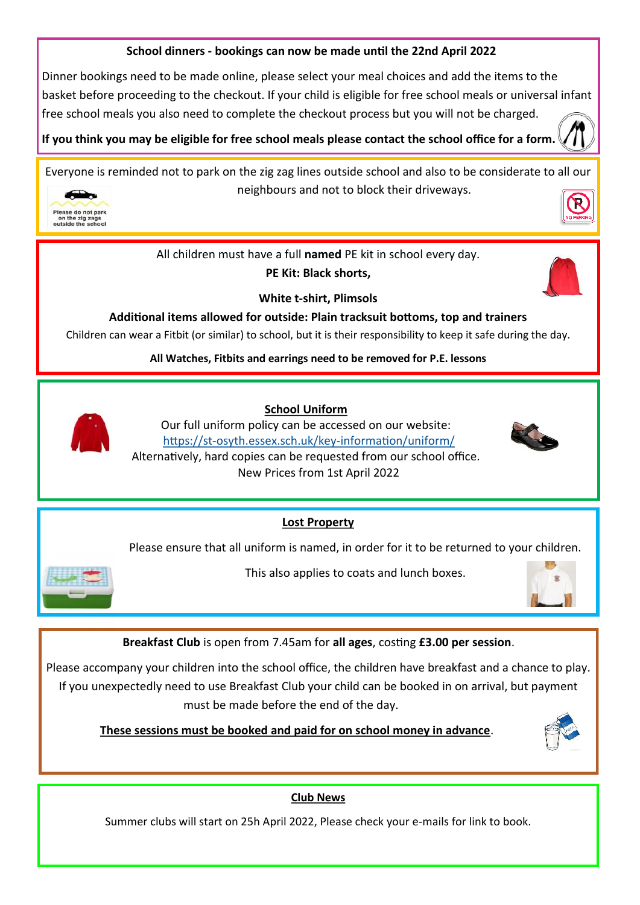**School dinners - bookings can now be made until the 22nd April 2022**

Dinner bookings need to be made online, please select your meal choices and add the items to the basket before proceeding to the checkout. If your child is eligible for free school meals or universal infant free school meals you also need to complete the checkout process but you will not be charged.

**If you think you may be eligible for free school meals please contact the school office for a form.**

Everyone is reminded not to park on the zig zag lines outside school and also to be considerate to all our neighbours and not to block their driveways.

All children must have a full **named** PE kit in school every day.

**PE Kit: Black shorts,**

**White t-shirt, Plimsols**

**Additional items allowed for outside: Plain tracksuit bottoms, top and trainers**

Children can wear a Fitbit (or similar) to school, but it is their responsibility to keep it safe during the day.

**All Watches, Fitbits and earrings need to be removed for P.E. lessons**

## School Uniform

Our full uniform policy can be accessed on our website:
https://st-osyth.essex.sch.uk/key-information/uniform/
Alternatively, hard copies can be requested from our school office.
New Prices from 1st April 2022

## Lost Property

Please ensure that all uniform is named, in order for it to be returned to your children.

This also applies to coats and lunch boxes.

**Breakfast Club** is open from 7.45am for **all ages**, costing **£3.00 per session**.

Please accompany your children into the school office, the children have breakfast and a chance to play. If you unexpectedly need to use Breakfast Club your child can be booked in on arrival, but payment must be made before the end of the day.

**These sessions must be booked and paid for on school money in advance**.

## Club News

Summer clubs will start on 25h April 2022, Please check your e-mails for link to book.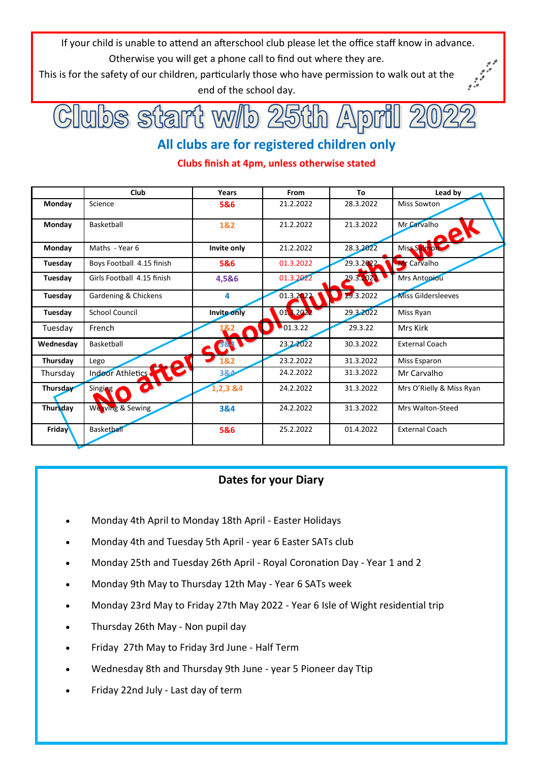If your child is unable to attend an afterschool club please let the office staff know in advance. Otherwise you will get a phone call to find out where they are.
This is for the safety of our children, particularly those who have permission to walk out at the end of the school day.

# Clubs start w/b 25th April 2022

## All clubs are for registered children only

**Clubs finish at 4pm, unless otherwise stated**

**No after school clubs this week**

| | Club | Years | From | To | Lead by |
|---|---|---|---|---|---|
| **Monday** | Science | **5&6** | 21.2.2022 | 28.3.2022 | Miss Sowton |
| **Monday** | Basketball | **1&2** | 21.2.2022 | 21.3.2022 | Mr Carvalho |
| **Monday** | Maths - Year 6 | **Invite only** | 21.2.2022 | 28.3.2022 | Miss Salmon |
| **Tuesday** | Boys Football 4.15 finish | **5&6** | 01.3.2022 | 29.3.2022 | Mr Carvalho |
| **Tuesday** | Girls Football 4.15 finish | **4,5&6** | 01.3.2022 | 29.3.2022 | Mrs Antoniou |
| **Tuesday** | Gardening & Chickens | **4** | 01.3.2022 | 29.3.2022 | Miss Gildersleeves |
| **Tuesday** | School Council | **Invite only** | 01.3.2022 | 29.3.2022 | Miss Ryan |
| Tuesday | French | **1&2** | 01.3.22 | 29.3.22 | Mrs Kirk |
| **Wednesday** | Basketball | **3&4** | 23.2.2022 | 30.3.2022 | External Coach |
| **Thursday** | Lego | **1&2** | 23.2.2022 | 31.3.2022 | Miss Esparon |
| Thursday | Indoor Athletics | **3&4** | 24.2.2022 | 31.3.2022 | Mr Carvalho |
| **Thursday** | Singing | **1,2,3 &4** | 24.2.2022 | 31.3.2022 | Mrs O'Rielly & Miss Ryan |
| **Thursday** | Weaving & Sewing | **3&4** | 24.2.2022 | 31.3.2022 | Mrs Walton-Steed |
| **Friday** | Basketball | **5&6** | 25.2.2022 | 01.4.2022 | External Coach |

## Dates for your Diary

- Monday 4th April to Monday 18th April - Easter Holidays
- Monday 4th and Tuesday 5th April - year 6 Easter SATs club
- Monday 25th and Tuesday 26th April - Royal Coronation Day - Year 1 and 2
- Monday 9th May to Thursday 12th May - Year 6 SATs week
- Monday 23rd May to Friday 27th May 2022 - Year 6 Isle of Wight residential trip
- Thursday 26th May - Non pupil day
- Friday 27th May to Friday 3rd June - Half Term
- Wednesday 8th and Thursday 9th June - year 5 Pioneer day Ttip
- Friday 22nd July - Last day of term